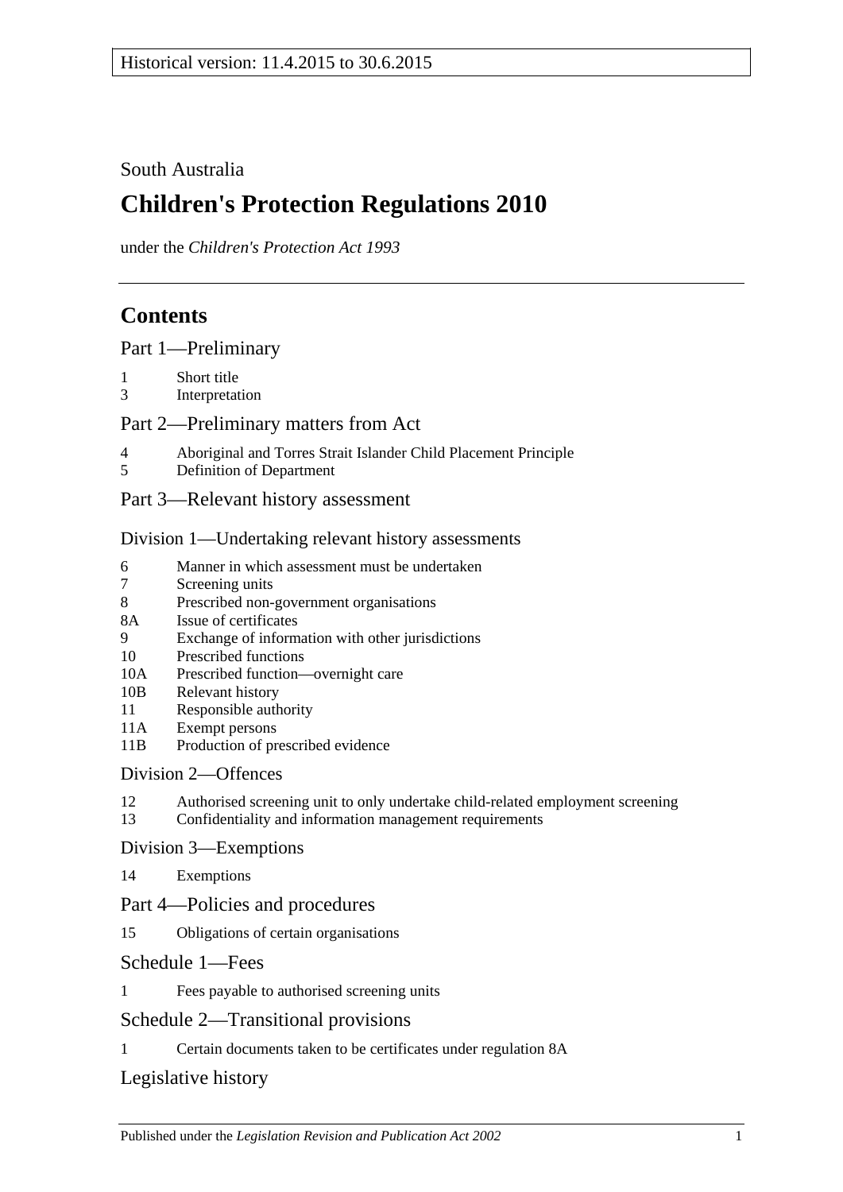Historical version: 11.4.2015 to 30.6.2015

South Australia

# Children's Protection Regulations 2010

under the *Children's Protection Act 1993*

## Contents

Part 1—Preliminary

1 Short title
3 Interpretation

Part 2—Preliminary matters from Act

4 Aboriginal and Torres Strait Islander Child Placement Principle
5 Definition of Department

Part 3—Relevant history assessment

Division 1—Undertaking relevant history assessments

6 Manner in which assessment must be undertaken
7 Screening units
8 Prescribed non-government organisations
8A Issue of certificates
9 Exchange of information with other jurisdictions
10 Prescribed functions
10A Prescribed function—overnight care
10B Relevant history
11 Responsible authority
11A Exempt persons
11B Production of prescribed evidence

Division 2—Offences

12 Authorised screening unit to only undertake child-related employment screening
13 Confidentiality and information management requirements

Division 3—Exemptions

14 Exemptions

Part 4—Policies and procedures

15 Obligations of certain organisations

Schedule 1—Fees

1 Fees payable to authorised screening units

Schedule 2—Transitional provisions

1 Certain documents taken to be certificates under regulation 8A

Legislative history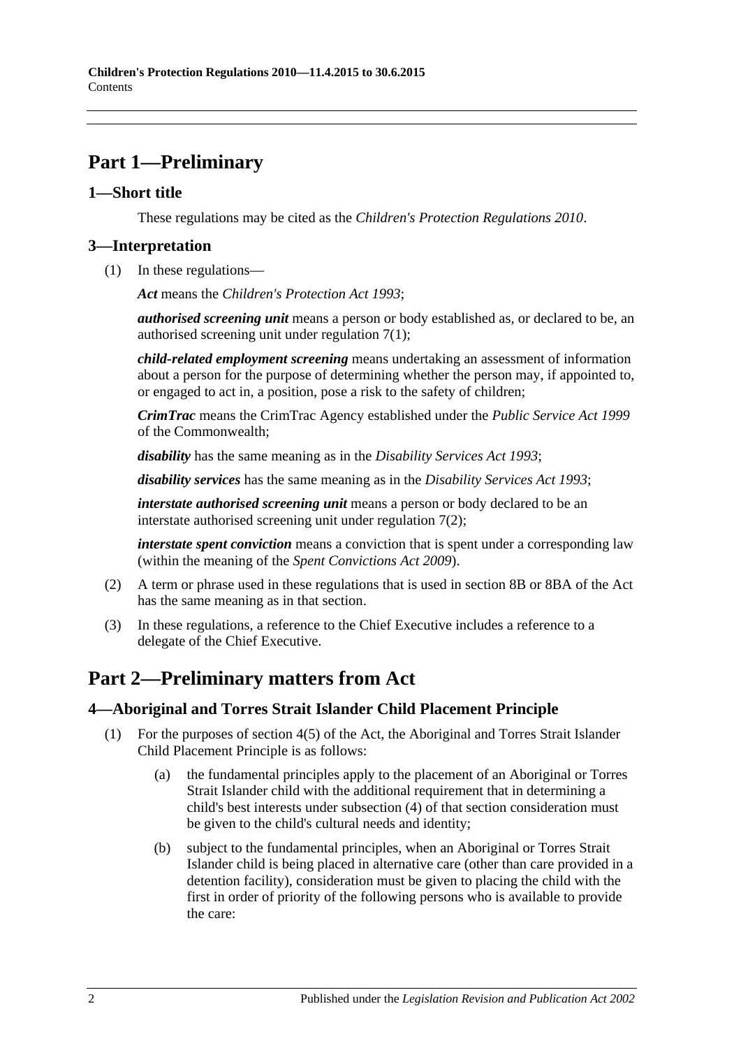# Part 1—Preliminary

## 1—Short title

These regulations may be cited as the *Children's Protection Regulations 2010*.

## 3—Interpretation

(1) In these regulations—

***Act*** means the *Children's Protection Act 1993*;

***authorised screening unit*** means a person or body established as, or declared to be, an authorised screening unit under regulation 7(1);

***child-related employment screening*** means undertaking an assessment of information about a person for the purpose of determining whether the person may, if appointed to, or engaged to act in, a position, pose a risk to the safety of children;

***CrimTrac*** means the CrimTrac Agency established under the *Public Service Act 1999* of the Commonwealth;

***disability*** has the same meaning as in the *Disability Services Act 1993*;

***disability services*** has the same meaning as in the *Disability Services Act 1993*;

***interstate authorised screening unit*** means a person or body declared to be an interstate authorised screening unit under regulation 7(2);

***interstate spent conviction*** means a conviction that is spent under a corresponding law (within the meaning of the *Spent Convictions Act 2009*).

(2) A term or phrase used in these regulations that is used in section 8B or 8BA of the Act has the same meaning as in that section.

(3) In these regulations, a reference to the Chief Executive includes a reference to a delegate of the Chief Executive.

# Part 2—Preliminary matters from Act

## 4—Aboriginal and Torres Strait Islander Child Placement Principle

(1) For the purposes of section 4(5) of the Act, the Aboriginal and Torres Strait Islander Child Placement Principle is as follows:

(a) the fundamental principles apply to the placement of an Aboriginal or Torres Strait Islander child with the additional requirement that in determining a child's best interests under subsection (4) of that section consideration must be given to the child's cultural needs and identity;

(b) subject to the fundamental principles, when an Aboriginal or Torres Strait Islander child is being placed in alternative care (other than care provided in a detention facility), consideration must be given to placing the child with the first in order of priority of the following persons who is available to provide the care: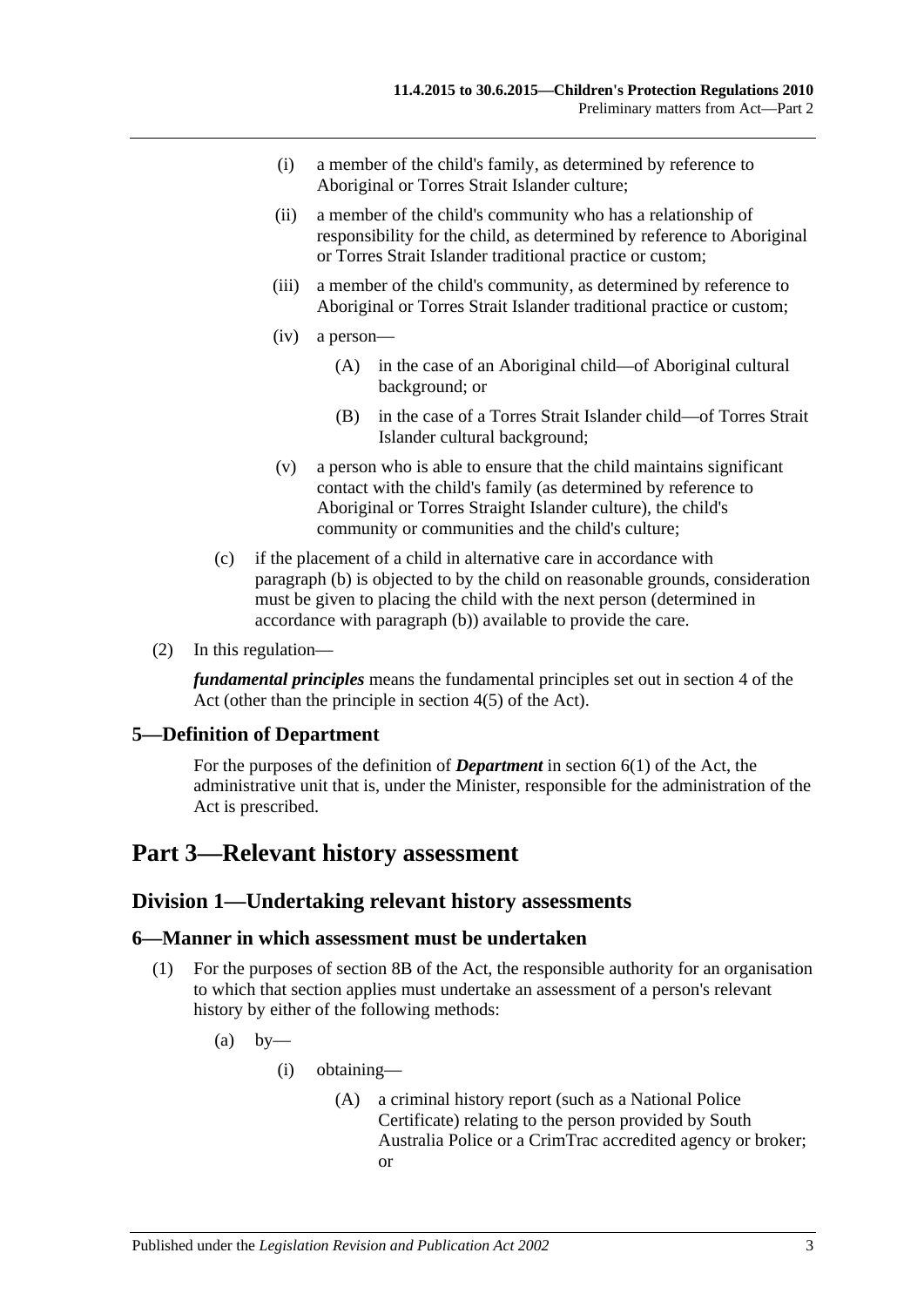(i) a member of the child's family, as determined by reference to Aboriginal or Torres Strait Islander culture;

(ii) a member of the child's community who has a relationship of responsibility for the child, as determined by reference to Aboriginal or Torres Strait Islander traditional practice or custom;

(iii) a member of the child's community, as determined by reference to Aboriginal or Torres Strait Islander traditional practice or custom;

(iv) a person—

(A) in the case of an Aboriginal child—of Aboriginal cultural background; or

(B) in the case of a Torres Strait Islander child—of Torres Strait Islander cultural background;

(v) a person who is able to ensure that the child maintains significant contact with the child's family (as determined by reference to Aboriginal or Torres Straight Islander culture), the child's community or communities and the child's culture;

(c) if the placement of a child in alternative care in accordance with paragraph (b) is objected to by the child on reasonable grounds, consideration must be given to placing the child with the next person (determined in accordance with paragraph (b)) available to provide the care.

(2) In this regulation—

***fundamental principles*** means the fundamental principles set out in section 4 of the Act (other than the principle in section 4(5) of the Act).

## 5—Definition of Department

For the purposes of the definition of ***Department*** in section 6(1) of the Act, the administrative unit that is, under the Minister, responsible for the administration of the Act is prescribed.

# Part 3—Relevant history assessment

## Division 1—Undertaking relevant history assessments

## 6—Manner in which assessment must be undertaken

(1) For the purposes of section 8B of the Act, the responsible authority for an organisation to which that section applies must undertake an assessment of a person's relevant history by either of the following methods:

(a) by—

(i) obtaining—

(A) a criminal history report (such as a National Police Certificate) relating to the person provided by South Australia Police or a CrimTrac accredited agency or broker; or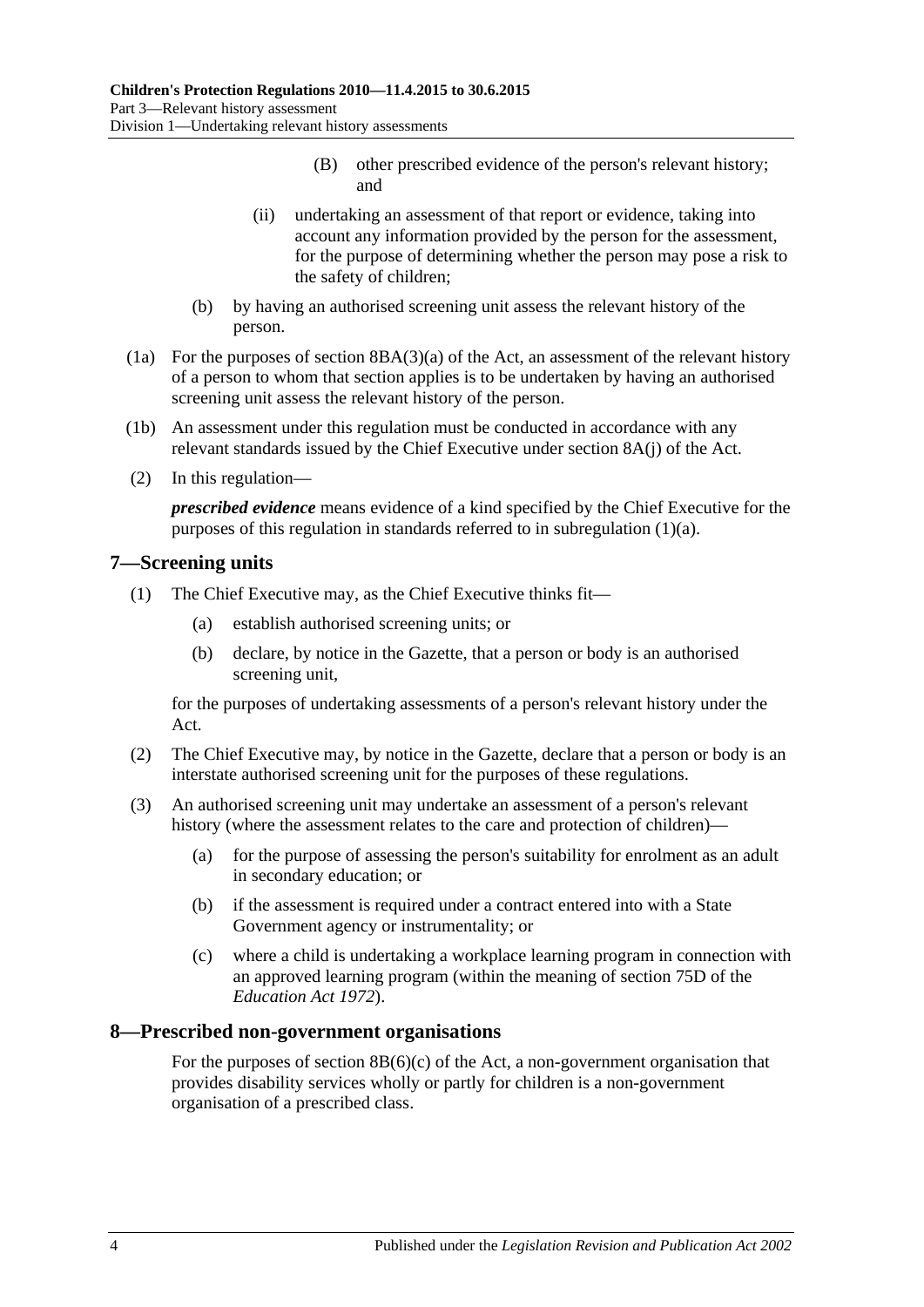(B) other prescribed evidence of the person's relevant history; and

(ii) undertaking an assessment of that report or evidence, taking into account any information provided by the person for the assessment, for the purpose of determining whether the person may pose a risk to the safety of children;

(b) by having an authorised screening unit assess the relevant history of the person.

(1a) For the purposes of section 8BA(3)(a) of the Act, an assessment of the relevant history of a person to whom that section applies is to be undertaken by having an authorised screening unit assess the relevant history of the person.

(1b) An assessment under this regulation must be conducted in accordance with any relevant standards issued by the Chief Executive under section 8A(j) of the Act.

(2) In this regulation—

***prescribed evidence*** means evidence of a kind specified by the Chief Executive for the purposes of this regulation in standards referred to in subregulation (1)(a).

## 7—Screening units

(1) The Chief Executive may, as the Chief Executive thinks fit—

(a) establish authorised screening units; or

(b) declare, by notice in the Gazette, that a person or body is an authorised screening unit,

for the purposes of undertaking assessments of a person's relevant history under the Act.

(2) The Chief Executive may, by notice in the Gazette, declare that a person or body is an interstate authorised screening unit for the purposes of these regulations.

(3) An authorised screening unit may undertake an assessment of a person's relevant history (where the assessment relates to the care and protection of children)—

(a) for the purpose of assessing the person's suitability for enrolment as an adult in secondary education; or

(b) if the assessment is required under a contract entered into with a State Government agency or instrumentality; or

(c) where a child is undertaking a workplace learning program in connection with an approved learning program (within the meaning of section 75D of the *Education Act 1972*).

## 8—Prescribed non-government organisations

For the purposes of section 8B(6)(c) of the Act, a non-government organisation that provides disability services wholly or partly for children is a non-government organisation of a prescribed class.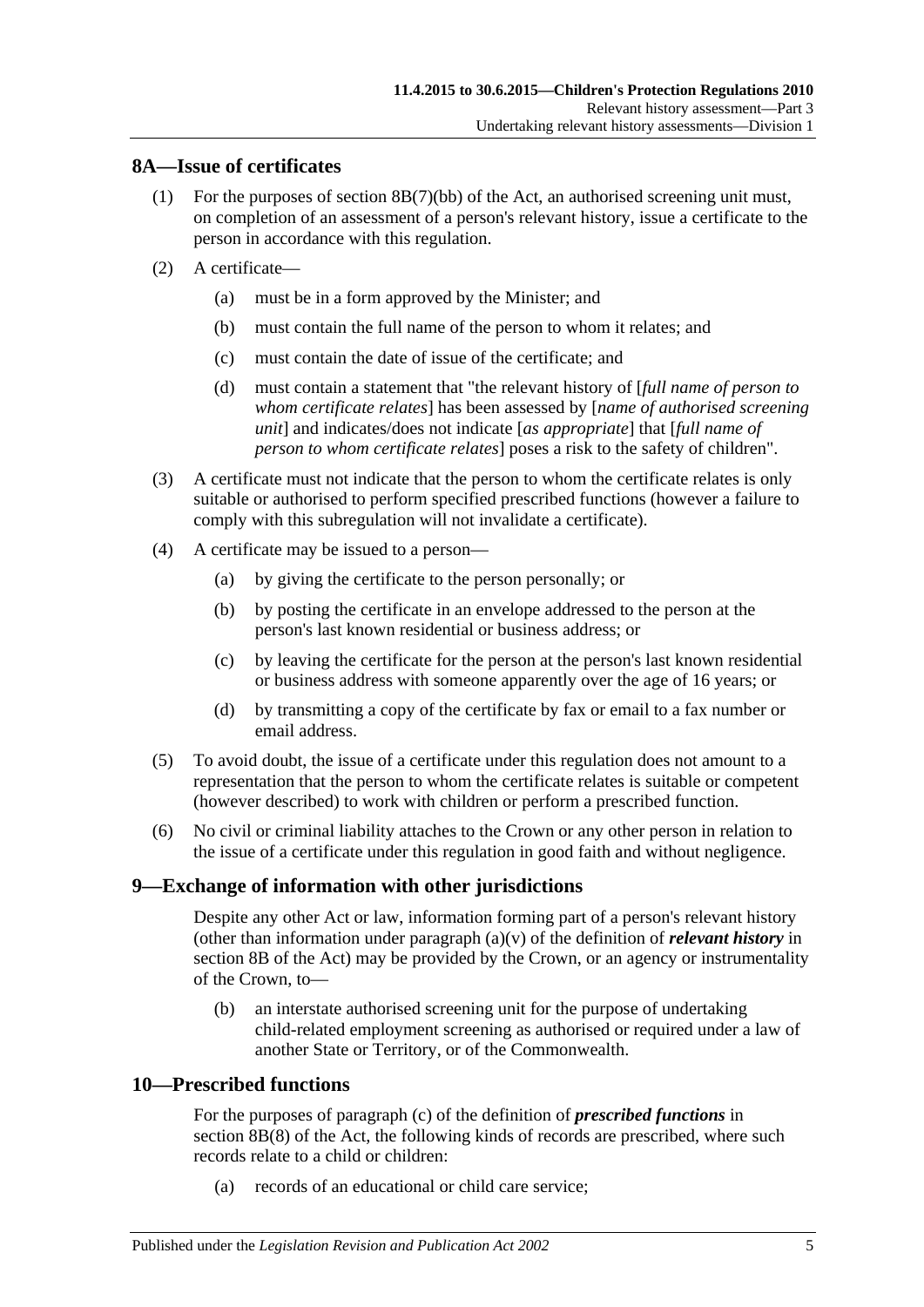## 8A—Issue of certificates

(1) For the purposes of section 8B(7)(bb) of the Act, an authorised screening unit must, on completion of an assessment of a person's relevant history, issue a certificate to the person in accordance with this regulation.

(2) A certificate—

(a) must be in a form approved by the Minister; and

(b) must contain the full name of the person to whom it relates; and

(c) must contain the date of issue of the certificate; and

(d) must contain a statement that "the relevant history of [*full name of person to whom certificate relates*] has been assessed by [*name of authorised screening unit*] and indicates/does not indicate [*as appropriate*] that [*full name of person to whom certificate relates*] poses a risk to the safety of children".

(3) A certificate must not indicate that the person to whom the certificate relates is only suitable or authorised to perform specified prescribed functions (however a failure to comply with this subregulation will not invalidate a certificate).

(4) A certificate may be issued to a person—

(a) by giving the certificate to the person personally; or

(b) by posting the certificate in an envelope addressed to the person at the person's last known residential or business address; or

(c) by leaving the certificate for the person at the person's last known residential or business address with someone apparently over the age of 16 years; or

(d) by transmitting a copy of the certificate by fax or email to a fax number or email address.

(5) To avoid doubt, the issue of a certificate under this regulation does not amount to a representation that the person to whom the certificate relates is suitable or competent (however described) to work with children or perform a prescribed function.

(6) No civil or criminal liability attaches to the Crown or any other person in relation to the issue of a certificate under this regulation in good faith and without negligence.

## 9—Exchange of information with other jurisdictions

Despite any other Act or law, information forming part of a person's relevant history (other than information under paragraph (a)(v) of the definition of ***relevant history*** in section 8B of the Act) may be provided by the Crown, or an agency or instrumentality of the Crown, to—

(b) an interstate authorised screening unit for the purpose of undertaking child-related employment screening as authorised or required under a law of another State or Territory, or of the Commonwealth.

## 10—Prescribed functions

For the purposes of paragraph (c) of the definition of ***prescribed functions*** in section 8B(8) of the Act, the following kinds of records are prescribed, where such records relate to a child or children:

(a) records of an educational or child care service;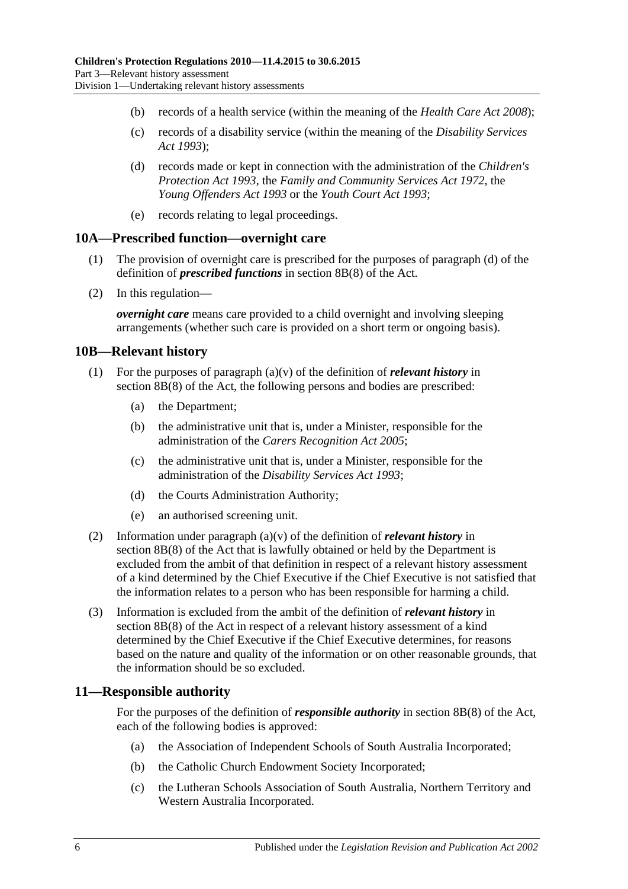- (b) records of a health service (within the meaning of the *Health Care Act 2008*);
- (c) records of a disability service (within the meaning of the *Disability Services Act 1993*);
- (d) records made or kept in connection with the administration of the *Children's Protection Act 1993*, the *Family and Community Services Act 1972*, the *Young Offenders Act 1993* or the *Youth Court Act 1993*;
- (e) records relating to legal proceedings.

## 10A—Prescribed function—overnight care

(1) The provision of overnight care is prescribed for the purposes of paragraph (d) of the definition of ***prescribed functions*** in section 8B(8) of the Act.

(2) In this regulation—

***overnight care*** means care provided to a child overnight and involving sleeping arrangements (whether such care is provided on a short term or ongoing basis).

## 10B—Relevant history

(1) For the purposes of paragraph (a)(v) of the definition of ***relevant history*** in section 8B(8) of the Act, the following persons and bodies are prescribed:

- (a) the Department;
- (b) the administrative unit that is, under a Minister, responsible for the administration of the *Carers Recognition Act 2005*;
- (c) the administrative unit that is, under a Minister, responsible for the administration of the *Disability Services Act 1993*;
- (d) the Courts Administration Authority;
- (e) an authorised screening unit.

(2) Information under paragraph (a)(v) of the definition of ***relevant history*** in section 8B(8) of the Act that is lawfully obtained or held by the Department is excluded from the ambit of that definition in respect of a relevant history assessment of a kind determined by the Chief Executive if the Chief Executive is not satisfied that the information relates to a person who has been responsible for harming a child.

(3) Information is excluded from the ambit of the definition of ***relevant history*** in section 8B(8) of the Act in respect of a relevant history assessment of a kind determined by the Chief Executive if the Chief Executive determines, for reasons based on the nature and quality of the information or on other reasonable grounds, that the information should be so excluded.

## 11—Responsible authority

For the purposes of the definition of ***responsible authority*** in section 8B(8) of the Act, each of the following bodies is approved:

- (a) the Association of Independent Schools of South Australia Incorporated;
- (b) the Catholic Church Endowment Society Incorporated;
- (c) the Lutheran Schools Association of South Australia, Northern Territory and Western Australia Incorporated.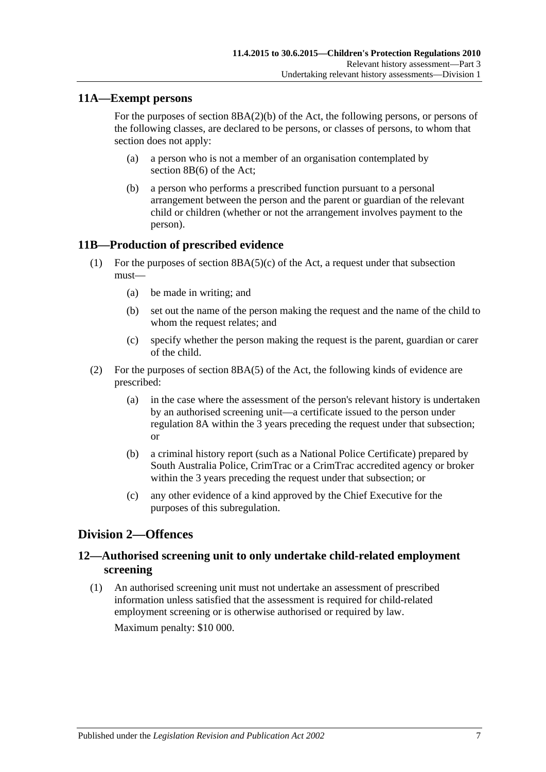## 11A—Exempt persons

For the purposes of section 8BA(2)(b) of the Act, the following persons, or persons of the following classes, are declared to be persons, or classes of persons, to whom that section does not apply:

- (a) a person who is not a member of an organisation contemplated by section 8B(6) of the Act;
- (b) a person who performs a prescribed function pursuant to a personal arrangement between the person and the parent or guardian of the relevant child or children (whether or not the arrangement involves payment to the person).

## 11B—Production of prescribed evidence

- (1) For the purposes of section 8BA(5)(c) of the Act, a request under that subsection must—
  - (a) be made in writing; and
  - (b) set out the name of the person making the request and the name of the child to whom the request relates; and
  - (c) specify whether the person making the request is the parent, guardian or carer of the child.
- (2) For the purposes of section 8BA(5) of the Act, the following kinds of evidence are prescribed:
  - (a) in the case where the assessment of the person's relevant history is undertaken by an authorised screening unit—a certificate issued to the person under regulation 8A within the 3 years preceding the request under that subsection; or
  - (b) a criminal history report (such as a National Police Certificate) prepared by South Australia Police, CrimTrac or a CrimTrac accredited agency or broker within the 3 years preceding the request under that subsection; or
  - (c) any other evidence of a kind approved by the Chief Executive for the purposes of this subregulation.

# Division 2—Offences

## 12—Authorised screening unit to only undertake child-related employment screening

- (1) An authorised screening unit must not undertake an assessment of prescribed information unless satisfied that the assessment is required for child-related employment screening or is otherwise authorised or required by law.

  Maximum penalty: $10 000.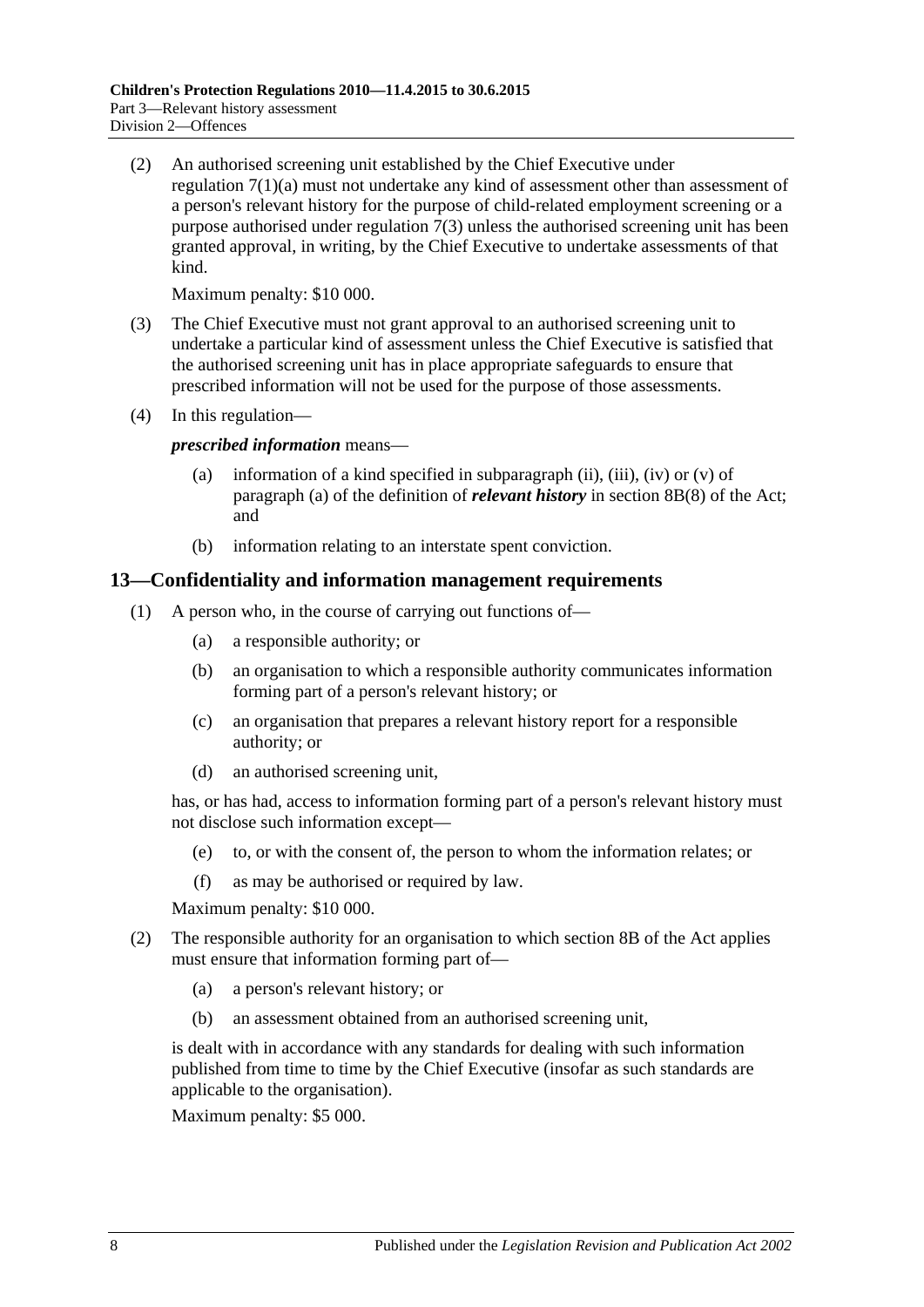(2) An authorised screening unit established by the Chief Executive under regulation 7(1)(a) must not undertake any kind of assessment other than assessment of a person's relevant history for the purpose of child-related employment screening or a purpose authorised under regulation 7(3) unless the authorised screening unit has been granted approval, in writing, by the Chief Executive to undertake assessments of that kind.

Maximum penalty: $10 000.

(3) The Chief Executive must not grant approval to an authorised screening unit to undertake a particular kind of assessment unless the Chief Executive is satisfied that the authorised screening unit has in place appropriate safeguards to ensure that prescribed information will not be used for the purpose of those assessments.

(4) In this regulation—

***prescribed information*** means—

(a) information of a kind specified in subparagraph (ii), (iii), (iv) or (v) of paragraph (a) of the definition of ***relevant history*** in section 8B(8) of the Act; and

(b) information relating to an interstate spent conviction.

## 13—Confidentiality and information management requirements

(1) A person who, in the course of carrying out functions of—

(a) a responsible authority; or

(b) an organisation to which a responsible authority communicates information forming part of a person's relevant history; or

(c) an organisation that prepares a relevant history report for a responsible authority; or

(d) an authorised screening unit,

has, or has had, access to information forming part of a person's relevant history must not disclose such information except—

(e) to, or with the consent of, the person to whom the information relates; or

(f) as may be authorised or required by law.

Maximum penalty: $10 000.

(2) The responsible authority for an organisation to which section 8B of the Act applies must ensure that information forming part of—

(a) a person's relevant history; or

(b) an assessment obtained from an authorised screening unit,

is dealt with in accordance with any standards for dealing with such information published from time to time by the Chief Executive (insofar as such standards are applicable to the organisation).

Maximum penalty: $5 000.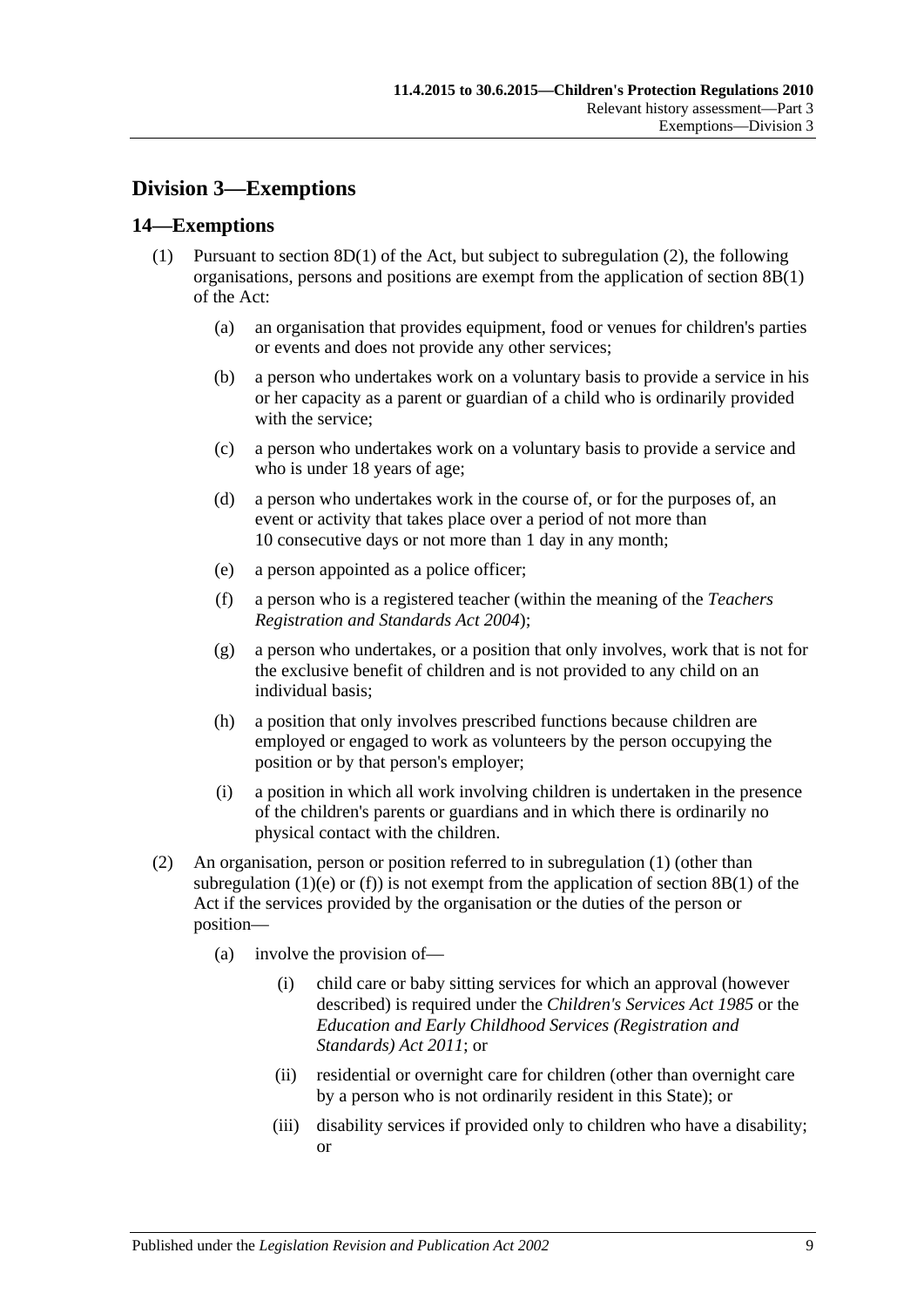## Division 3—Exemptions

### 14—Exemptions

(1) Pursuant to section 8D(1) of the Act, but subject to subregulation (2), the following organisations, persons and positions are exempt from the application of section 8B(1) of the Act:

(a) an organisation that provides equipment, food or venues for children's parties or events and does not provide any other services;

(b) a person who undertakes work on a voluntary basis to provide a service in his or her capacity as a parent or guardian of a child who is ordinarily provided with the service;

(c) a person who undertakes work on a voluntary basis to provide a service and who is under 18 years of age;

(d) a person who undertakes work in the course of, or for the purposes of, an event or activity that takes place over a period of not more than 10 consecutive days or not more than 1 day in any month;

(e) a person appointed as a police officer;

(f) a person who is a registered teacher (within the meaning of the *Teachers Registration and Standards Act 2004*);

(g) a person who undertakes, or a position that only involves, work that is not for the exclusive benefit of children and is not provided to any child on an individual basis;

(h) a position that only involves prescribed functions because children are employed or engaged to work as volunteers by the person occupying the position or by that person's employer;

(i) a position in which all work involving children is undertaken in the presence of the children's parents or guardians and in which there is ordinarily no physical contact with the children.

(2) An organisation, person or position referred to in subregulation (1) (other than subregulation (1)(e) or (f)) is not exempt from the application of section 8B(1) of the Act if the services provided by the organisation or the duties of the person or position—

(a) involve the provision of—

(i) child care or baby sitting services for which an approval (however described) is required under the *Children's Services Act 1985* or the *Education and Early Childhood Services (Registration and Standards) Act 2011*; or

(ii) residential or overnight care for children (other than overnight care by a person who is not ordinarily resident in this State); or

(iii) disability services if provided only to children who have a disability; or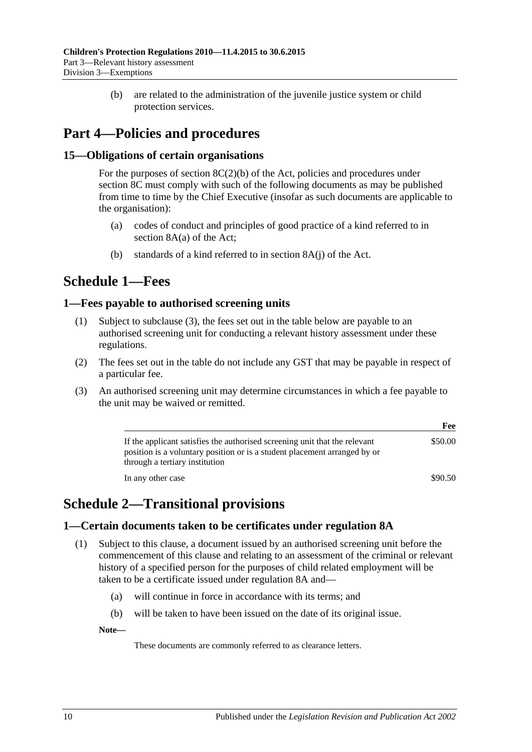(b) are related to the administration of the juvenile justice system or child protection services.

# Part 4—Policies and procedures

## 15—Obligations of certain organisations

For the purposes of section 8C(2)(b) of the Act, policies and procedures under section 8C must comply with such of the following documents as may be published from time to time by the Chief Executive (insofar as such documents are applicable to the organisation):

(a) codes of conduct and principles of good practice of a kind referred to in section 8A(a) of the Act;

(b) standards of a kind referred to in section 8A(j) of the Act.

# Schedule 1—Fees

## 1—Fees payable to authorised screening units

(1) Subject to subclause (3), the fees set out in the table below are payable to an authorised screening unit for conducting a relevant history assessment under these regulations.

(2) The fees set out in the table do not include any GST that may be payable in respect of a particular fee.

(3) An authorised screening unit may determine circumstances in which a fee payable to the unit may be waived or remitted.

| | Fee |
|---|---|
| If the applicant satisfies the authorised screening unit that the relevant position is a voluntary position or is a student placement arranged by or through a tertiary institution | \$50.00 |
| In any other case | \$90.50 |

# Schedule 2—Transitional provisions

## 1—Certain documents taken to be certificates under regulation 8A

(1) Subject to this clause, a document issued by an authorised screening unit before the commencement of this clause and relating to an assessment of the criminal or relevant history of a specified person for the purposes of child related employment will be taken to be a certificate issued under regulation 8A and—

(a) will continue in force in accordance with its terms; and

(b) will be taken to have been issued on the date of its original issue.

**Note—**

These documents are commonly referred to as clearance letters.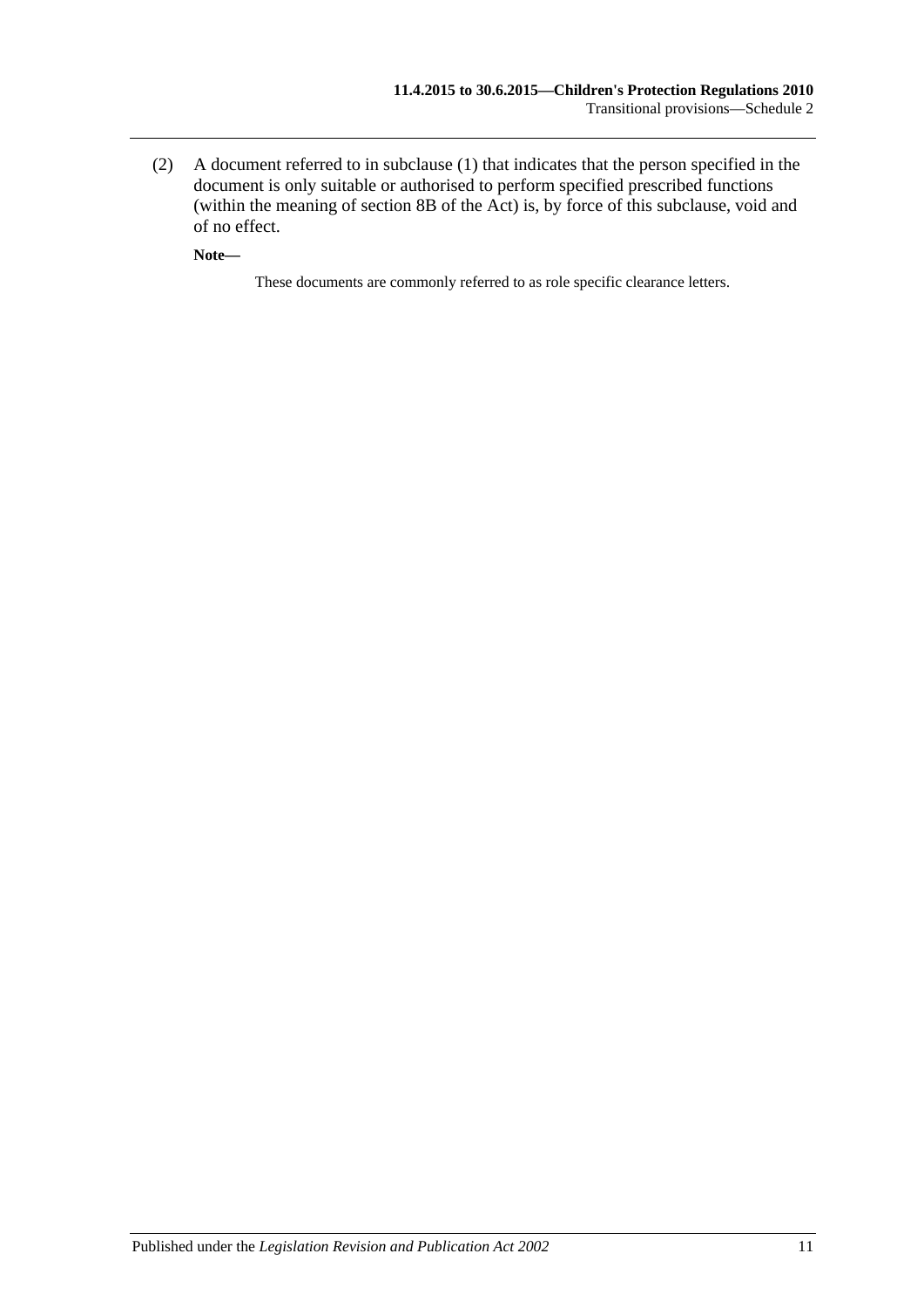(2) A document referred to in subclause (1) that indicates that the person specified in the document is only suitable or authorised to perform specified prescribed functions (within the meaning of section 8B of the Act) is, by force of this subclause, void and of no effect.

**Note—**

These documents are commonly referred to as role specific clearance letters.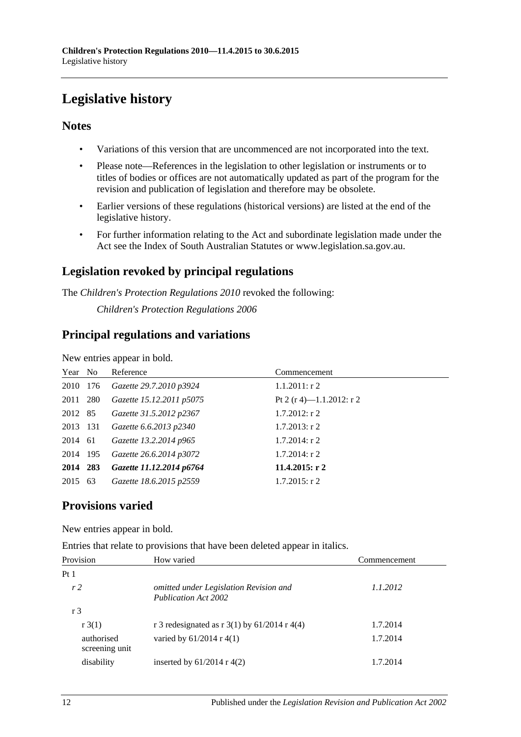# Legislative history

## Notes

- Variations of this version that are uncommenced are not incorporated into the text.
- Please note—References in the legislation to other legislation or instruments or to titles of bodies or offices are not automatically updated as part of the program for the revision and publication of legislation and therefore may be obsolete.
- Earlier versions of these regulations (historical versions) are listed at the end of the legislative history.
- For further information relating to the Act and subordinate legislation made under the Act see the Index of South Australian Statutes or www.legislation.sa.gov.au.

## Legislation revoked by principal regulations

The *Children's Protection Regulations 2010* revoked the following:

*Children's Protection Regulations 2006*

## Principal regulations and variations

New entries appear in bold.

| Year | No | Reference | Commencement |
|---|---|---|---|
| 2010 | 176 | *Gazette 29.7.2010 p3924* | 1.1.2011: r 2 |
| 2011 | 280 | *Gazette 15.12.2011 p5075* | Pt 2 (r 4)—1.1.2012: r 2 |
| 2012 | 85 | *Gazette 31.5.2012 p2367* | 1.7.2012: r 2 |
| 2013 | 131 | *Gazette 6.6.2013 p2340* | 1.7.2013: r 2 |
| 2014 | 61 | *Gazette 13.2.2014 p965* | 1.7.2014: r 2 |
| 2014 | 195 | *Gazette 26.6.2014 p3072* | 1.7.2014: r 2 |
| **2014** | **283** | ***Gazette 11.12.2014 p6764*** | **11.4.2015: r 2** |
| 2015 | 63 | *Gazette 18.6.2015 p2559* | 1.7.2015: r 2 |

## Provisions varied

New entries appear in bold.

Entries that relate to provisions that have been deleted appear in italics.

| Provision | How varied | Commencement |
|---|---|---|
| Pt 1 | | |
| *r 2* | *omitted under Legislation Revision and Publication Act 2002* | *1.1.2012* |
| r 3 | | |
| r 3(1) | r 3 redesignated as r 3(1) by 61/2014 r 4(4) | 1.7.2014 |
| authorised screening unit | varied by 61/2014 r 4(1) | 1.7.2014 |
| disability | inserted by 61/2014 r 4(2) | 1.7.2014 |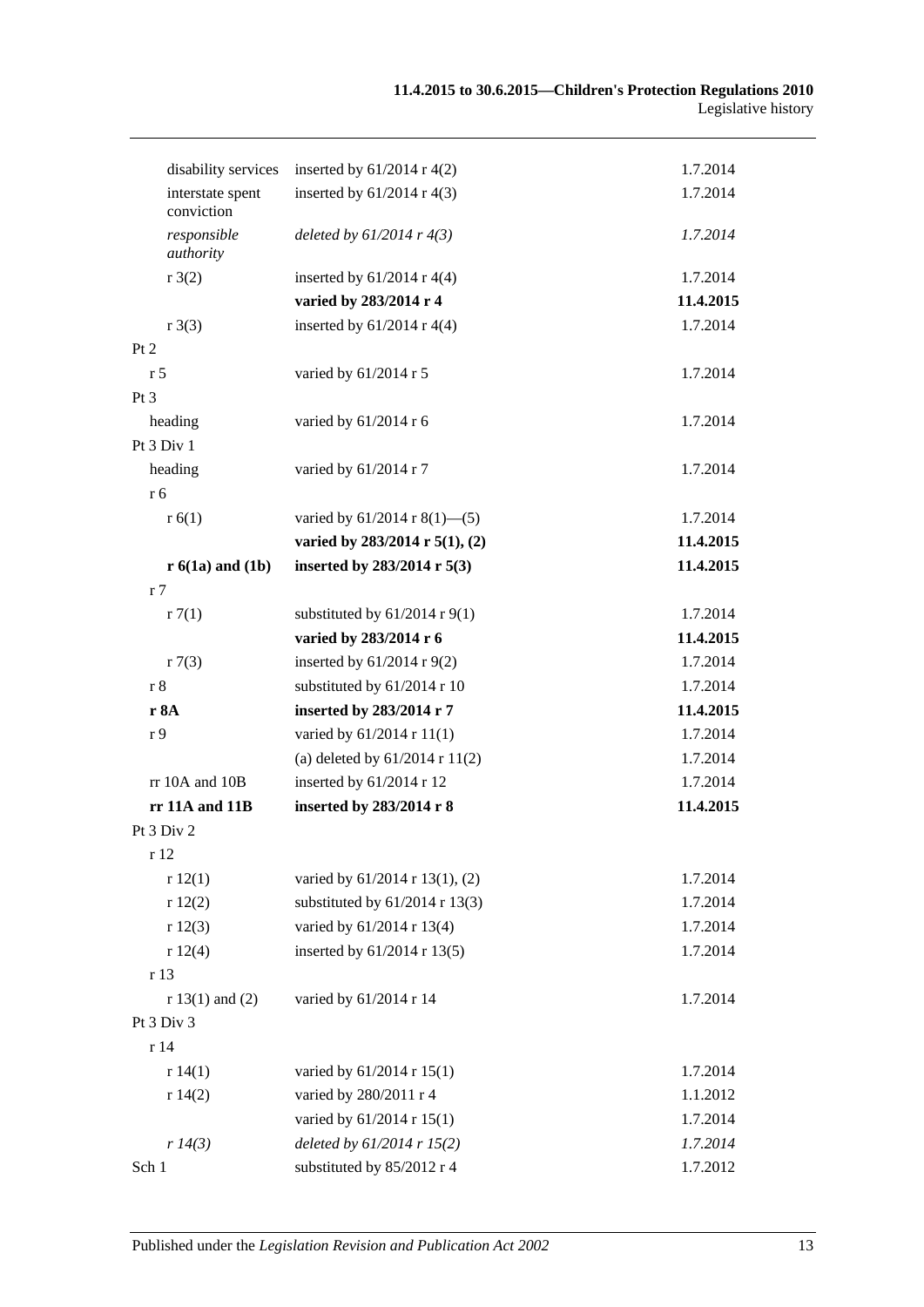| | | |
|---|---|---|
| disability services | inserted by 61/2014 r 4(2) | 1.7.2014 |
| interstate spent conviction | inserted by 61/2014 r 4(3) | 1.7.2014 |
| *responsible authority* | *deleted by 61/2014 r 4(3)* | *1.7.2014* |
| r 3(2) | inserted by 61/2014 r 4(4) | 1.7.2014 |
| | **varied by 283/2014 r 4** | **11.4.2015** |
| r 3(3) | inserted by 61/2014 r 4(4) | 1.7.2014 |
| Pt 2 | | |
| r 5 | varied by 61/2014 r 5 | 1.7.2014 |
| Pt 3 | | |
| heading | varied by 61/2014 r 6 | 1.7.2014 |
| Pt 3 Div 1 | | |
| heading | varied by 61/2014 r 7 | 1.7.2014 |
| r 6 | | |
| r 6(1) | varied by 61/2014 r 8(1)—(5) | 1.7.2014 |
| | **varied by 283/2014 r 5(1), (2)** | **11.4.2015** |
| **r 6(1a) and (1b)** | **inserted by 283/2014 r 5(3)** | **11.4.2015** |
| r 7 | | |
| r 7(1) | substituted by 61/2014 r 9(1) | 1.7.2014 |
| | **varied by 283/2014 r 6** | **11.4.2015** |
| r 7(3) | inserted by 61/2014 r 9(2) | 1.7.2014 |
| r 8 | substituted by 61/2014 r 10 | 1.7.2014 |
| **r 8A** | **inserted by 283/2014 r 7** | **11.4.2015** |
| r 9 | varied by 61/2014 r 11(1) | 1.7.2014 |
| | (a) deleted by 61/2014 r 11(2) | 1.7.2014 |
| rr 10A and 10B | inserted by 61/2014 r 12 | 1.7.2014 |
| **rr 11A and 11B** | **inserted by 283/2014 r 8** | **11.4.2015** |
| Pt 3 Div 2 | | |
| r 12 | | |
| r 12(1) | varied by 61/2014 r 13(1), (2) | 1.7.2014 |
| r 12(2) | substituted by 61/2014 r 13(3) | 1.7.2014 |
| r 12(3) | varied by 61/2014 r 13(4) | 1.7.2014 |
| r 12(4) | inserted by 61/2014 r 13(5) | 1.7.2014 |
| r 13 | | |
| r 13(1) and (2) | varied by 61/2014 r 14 | 1.7.2014 |
| Pt 3 Div 3 | | |
| r 14 | | |
| r 14(1) | varied by 61/2014 r 15(1) | 1.7.2014 |
| r 14(2) | varied by 280/2011 r 4 | 1.1.2012 |
| | varied by 61/2014 r 15(1) | 1.7.2014 |
| *r 14(3)* | *deleted by 61/2014 r 15(2)* | *1.7.2014* |
| Sch 1 | substituted by 85/2012 r 4 | 1.7.2012 |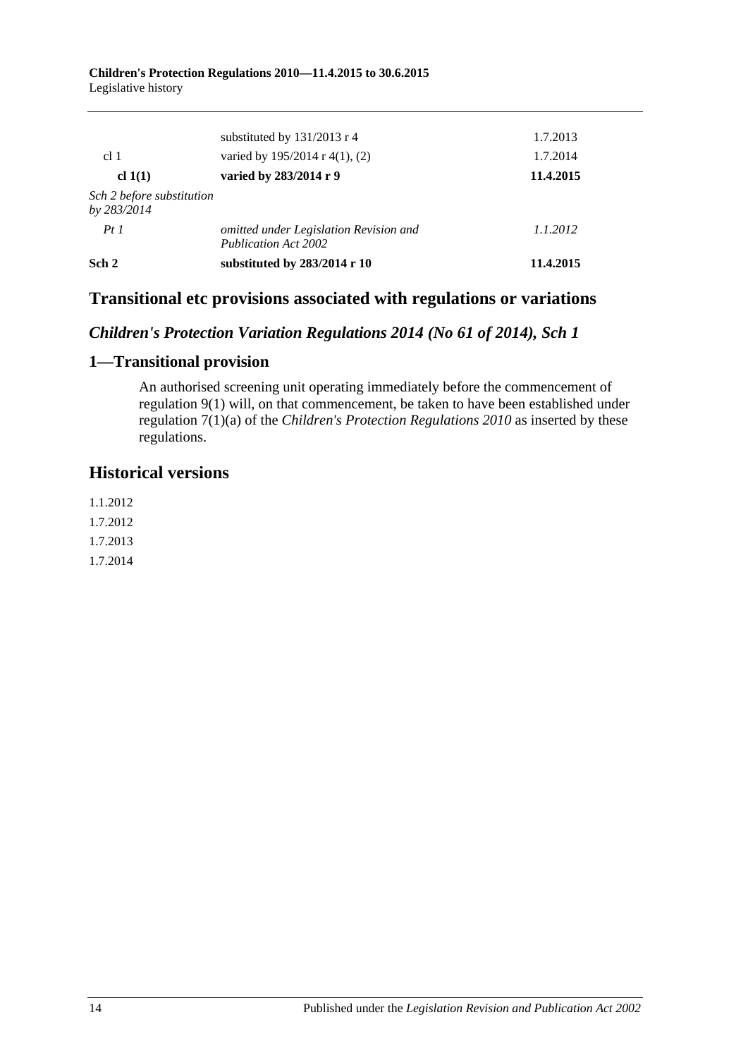| | | |
|---|---|---|
| | substituted by 131/2013 r 4 | 1.7.2013 |
| cl 1 | varied by 195/2014 r 4(1), (2) | 1.7.2014 |
| **cl 1(1)** | **varied by 283/2014 r 9** | **11.4.2015** |
| *Sch 2 before substitution by 283/2014* | | |
| *Pt 1* | *omitted under Legislation Revision and Publication Act 2002* | *1.1.2012* |
| **Sch 2** | **substituted by 283/2014 r 10** | **11.4.2015** |

## Transitional etc provisions associated with regulations or variations

### *Children's Protection Variation Regulations 2014 (No 61 of 2014), Sch 1*

### 1—Transitional provision

An authorised screening unit operating immediately before the commencement of regulation 9(1) will, on that commencement, be taken to have been established under regulation 7(1)(a) of the *Children's Protection Regulations 2010* as inserted by these regulations.

## Historical versions

1.1.2012

1.7.2012

1.7.2013

1.7.2014